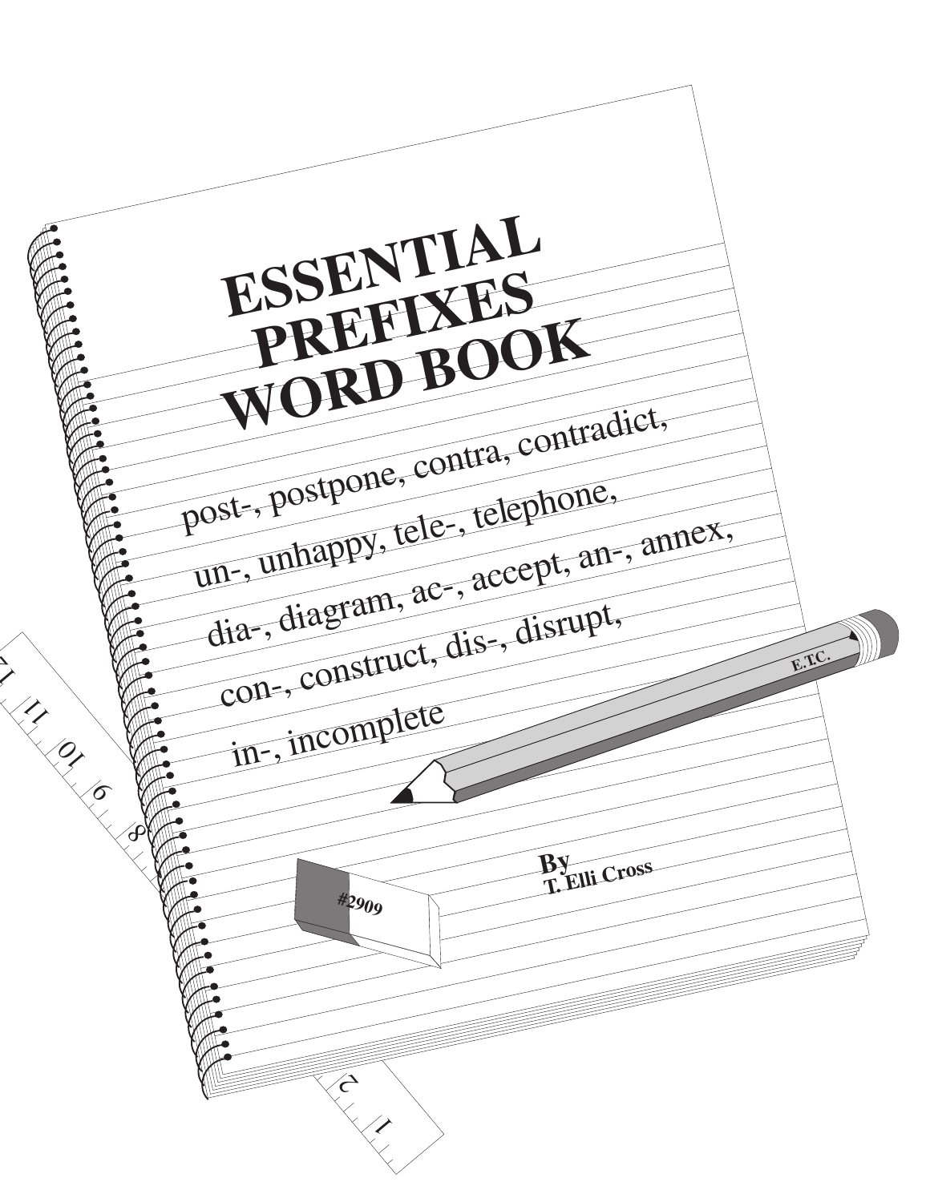# ESSENTIAL PREFIXES WORD BOOK

post-, postpone, contra, contradict,

un-, unhappy, tele-, telephone,

dia-, diagram, ac-, accept, an-, annex,

con-, construct, dis-, disrupt,

in-, incomplete

#2909

**By**
**T. Elli Cross**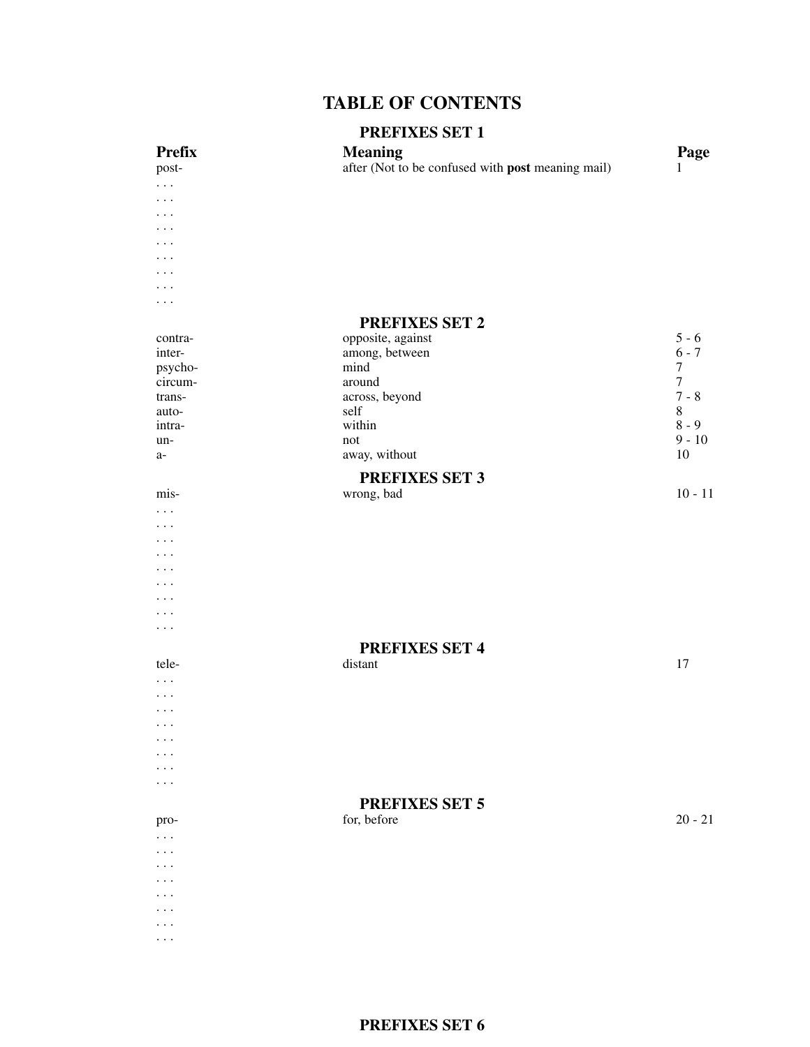# TABLE OF CONTENTS

## PREFIXES SET 1

| Prefix | Meaning | Page |
|---|---|---|
| post- | after (Not to be confused with **post** meaning mail) | 1 |
| . . . | | |
| . . . | | |
| . . . | | |
| . . . | | |
| . . . | | |
| . . . | | |
| . . . | | |
| . . . | | |
| . . . | | |

## PREFIXES SET 2

| Prefix | Meaning | Page |
|---|---|---|
| contra- | opposite, against | 5 - 6 |
| inter- | among, between | 6 - 7 |
| psycho- | mind | 7 |
| circum- | around | 7 |
| trans- | across, beyond | 7 - 8 |
| auto- | self | 8 |
| intra- | within | 8 - 9 |
| un- | not | 9 - 10 |
| a- | away, without | 10 |

## PREFIXES SET 3

| Prefix | Meaning | Page |
|---|---|---|
| mis- | wrong, bad | 10 - 11 |
| . . . | | |
| . . . | | |
| . . . | | |
| . . . | | |
| . . . | | |
| . . . | | |
| . . . | | |
| . . . | | |
| . . . | | |

## PREFIXES SET 4

| Prefix | Meaning | Page |
|---|---|---|
| tele- | distant | 17 |
| . . . | | |
| . . . | | |
| . . . | | |
| . . . | | |
| . . . | | |
| . . . | | |
| . . . | | |
| . . . | | |

## PREFIXES SET 5

| Prefix | Meaning | Page |
|---|---|---|
| pro- | for, before | 20 - 21 |
| . . . | | |
| . . . | | |
| . . . | | |
| . . . | | |
| . . . | | |
| . . . | | |
| . . . | | |
| . . . | | |

## PREFIXES SET 6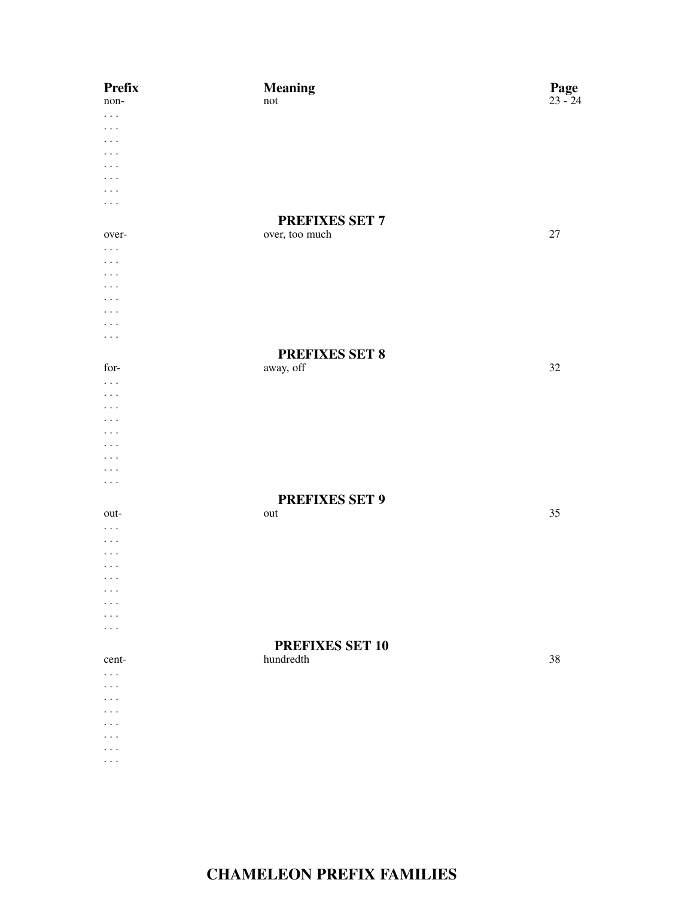| Prefix | Meaning | Page |
| --- | --- | --- |
| non- | not | 23 - 24 |
| . . . | | |
| . . . | | |
| . . . | | |
| . . . | | |
| . . . | | |
| . . . | | |
| . . . | | |
| . . . | | |
| | **PREFIXES SET 7** | |
| over- | over, too much | 27 |
| . . . | | |
| . . . | | |
| . . . | | |
| . . . | | |
| . . . | | |
| . . . | | |
| . . . | | |
| . . . | | |
| | **PREFIXES SET 8** | |
| for- | away, off | 32 |
| . . . | | |
| . . . | | |
| . . . | | |
| . . . | | |
| . . . | | |
| . . . | | |
| . . . | | |
| . . . | | |
| . . . | | |
| | **PREFIXES SET 9** | |
| out- | out | 35 |
| . . . | | |
| . . . | | |
| . . . | | |
| . . . | | |
| . . . | | |
| . . . | | |
| . . . | | |
| . . . | | |
| . . . | | |
| | **PREFIXES SET 10** | |
| cent- | hundredth | 38 |
| . . . | | |
| . . . | | |
| . . . | | |
| . . . | | |
| . . . | | |
| . . . | | |
| . . . | | |
| . . . | | |

## CHAMELEON PREFIX FAMILIES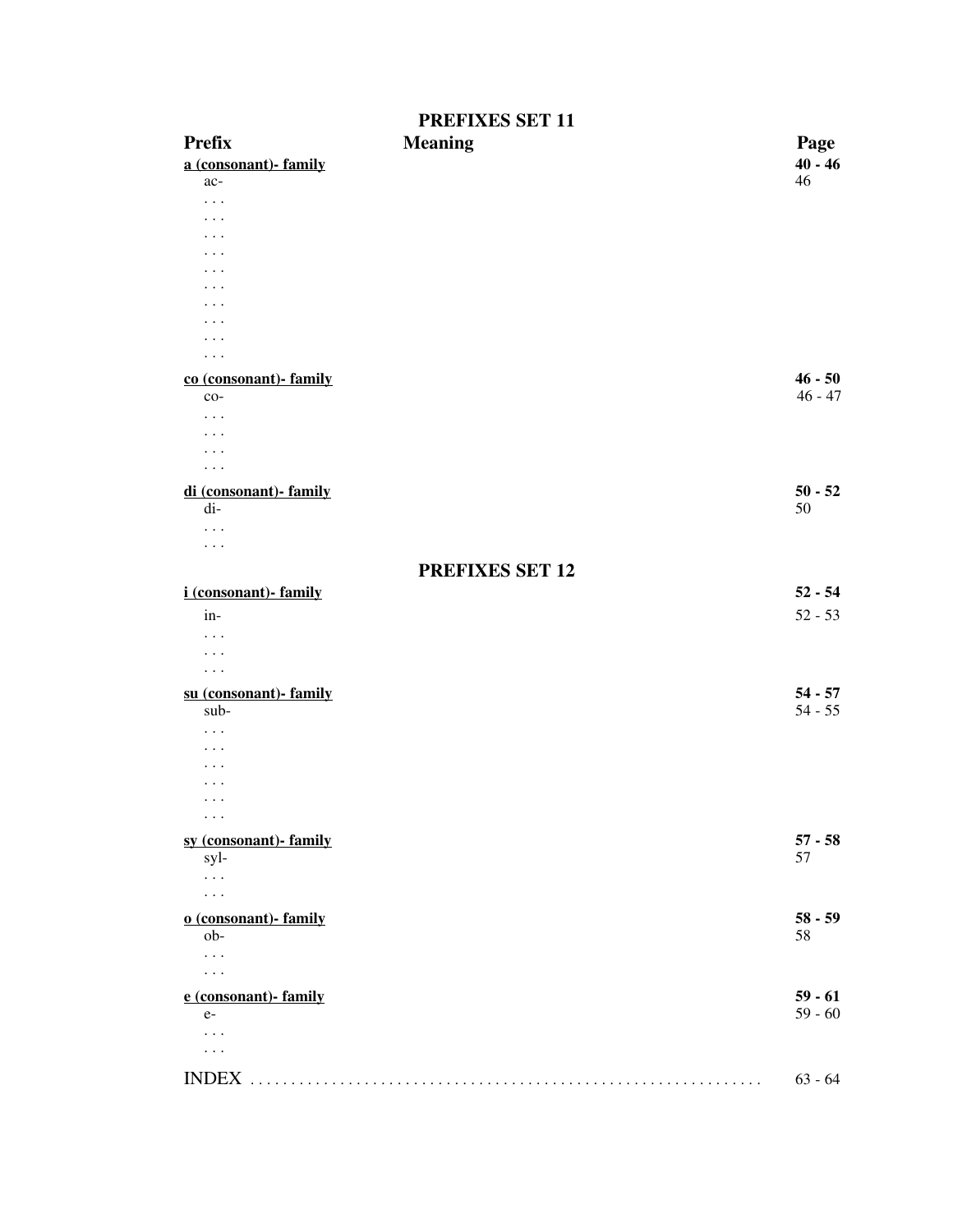## PREFIXES SET 11

| Prefix | Meaning | Page |
|---|---|---|
| **a (consonant)- family** | | **40 - 46** |
| ac- | | 46 |
| . . . | | |
| . . . | | |
| . . . | | |
| . . . | | |
| . . . | | |
| . . . | | |
| . . . | | |
| . . . | | |
| . . . | | |
| . . . | | |
| **co (consonant)- family** | | **46 - 50** |
| co- | | 46 - 47 |
| . . . | | |
| . . . | | |
| . . . | | |
| . . . | | |
| **di (consonant)- family** | | **50 - 52** |
| di- | | 50 |
| . . . | | |
| . . . | | |

## PREFIXES SET 12

| Prefix | Meaning | Page |
|---|---|---|
| **i (consonant)- family** | | **52 - 54** |
| in- | | 52 - 53 |
| . . . | | |
| . . . | | |
| . . . | | |
| **su (consonant)- family** | | **54 - 57** |
| sub- | | 54 - 55 |
| . . . | | |
| . . . | | |
| . . . | | |
| . . . | | |
| . . . | | |
| . . . | | |
| **sy (consonant)- family** | | **57 - 58** |
| syl- | | 57 |
| . . . | | |
| . . . | | |
| **o (consonant)- family** | | **58 - 59** |
| ob- | | 58 |
| . . . | | |
| . . . | | |
| **e (consonant)- family** | | **59 - 61** |
| e- | | 59 - 60 |
| . . . | | |
| . . . | | |

INDEX . . . . . . . . . . . . . . . . . . . . . . . . . . . . . . . . . . . . . . . . . . . . . . . . . . . . . . . . . . 63 - 64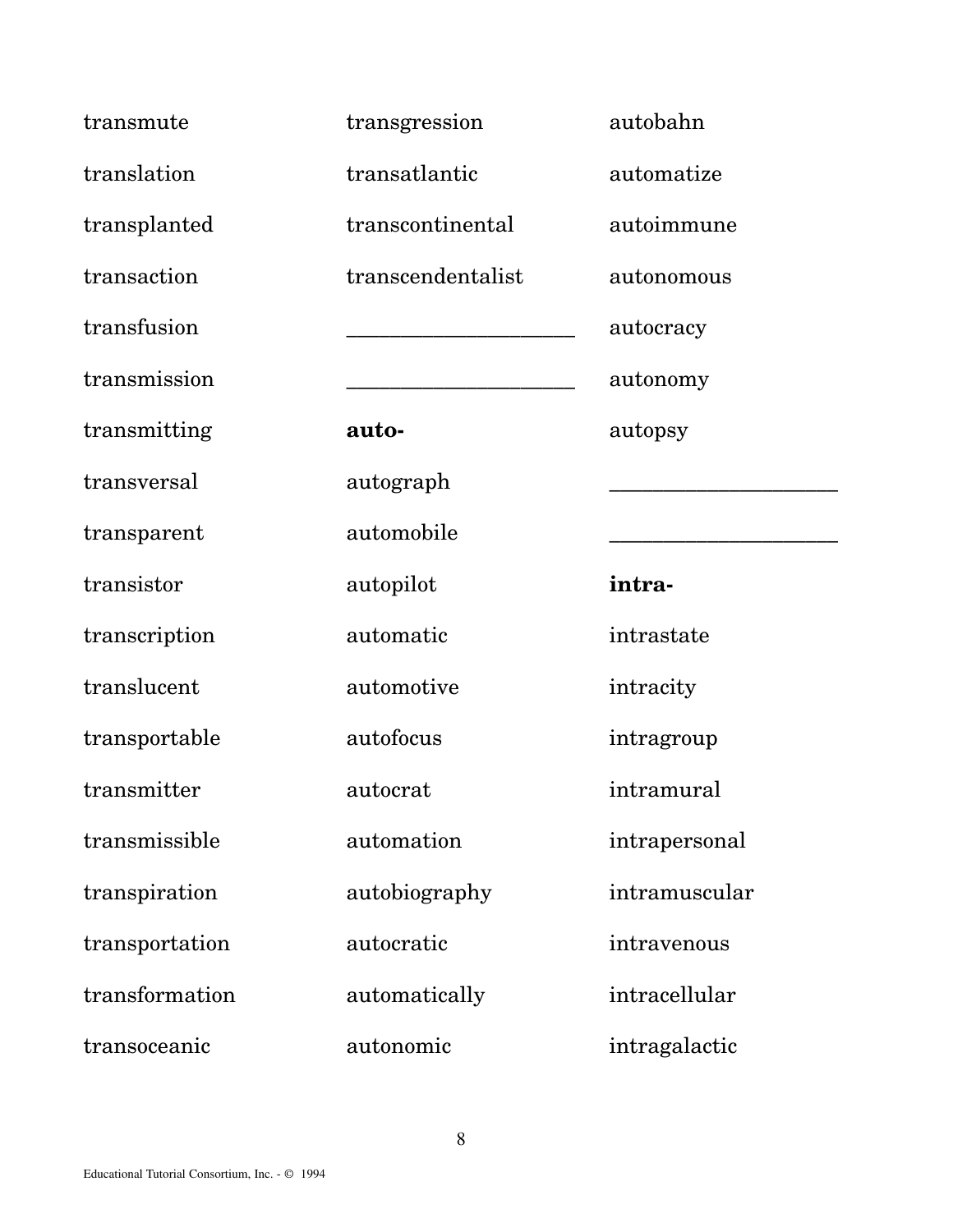transmute

translation

transplanted

transaction

transfusion

transmission

transmitting

transversal

transparent

transistor

transcription

translucent

transportable

transmitter

transmissible

transpiration

transportation

transformation

transoceanic

transgression

transatlantic

transcontinental

transcendentalist

_____________________

_____________________

**auto-**

autograph

automobile

autopilot

automatic

automotive

autofocus

autocrat

automation

autobiography

autocratic

automatically

autonomic

autobahn

automatize

autoimmune

autonomous

autocracy

autonomy

autopsy

_____________________

_____________________

**intra-**

intrastate

intracity

intragroup

intramural

intrapersonal

intramuscular

intravenous

intracellular

intragalactic

Educational Tutorial Consortium, Inc. - © 1994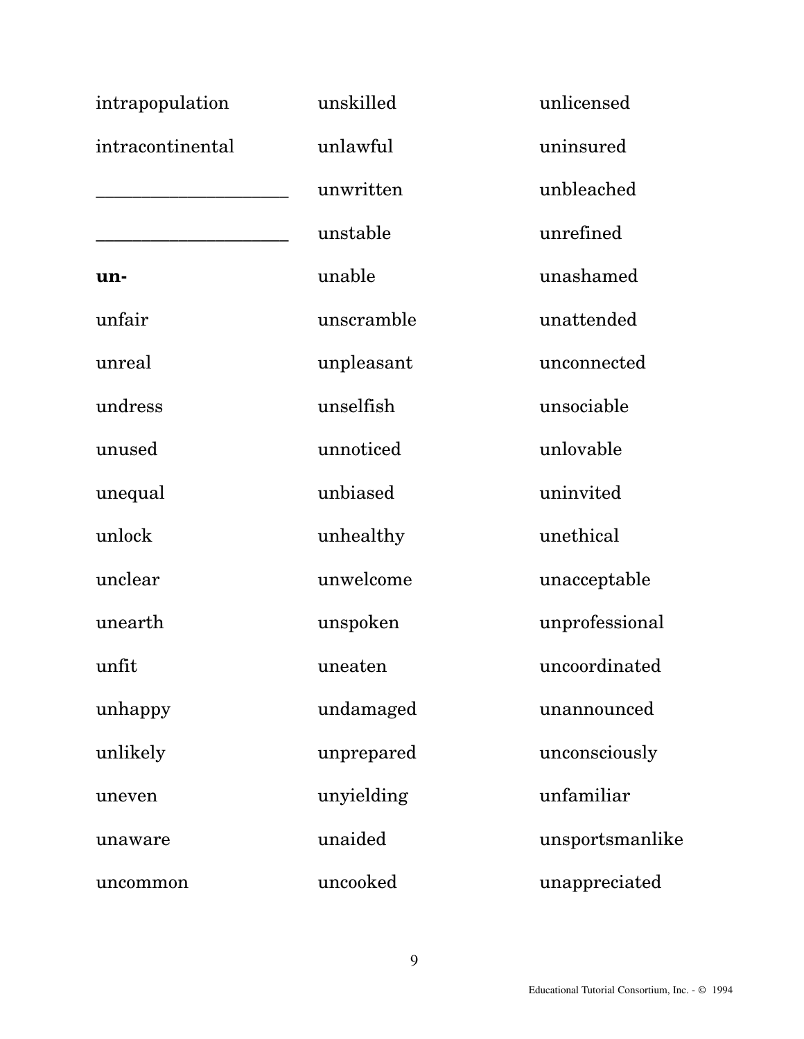intrapopulation

intracontinental

______________________

______________________

**un-**

unfair

unreal

undress

unused

unequal

unlock

unclear

unearth

unfit

unhappy

unlikely

uneven

unaware

uncommon

unskilled

unlawful

unwritten

unstable

unable

unscramble

unpleasant

unselfish

unnoticed

unbiased

unhealthy

unwelcome

unspoken

uneaten

undamaged

unprepared

unyielding

unaided

uncooked

unlicensed

uninsured

unbleached

unrefined

unashamed

unattended

unconnected

unsociable

unlovable

uninvited

unethical

unacceptable

unprofessional

uncoordinated

unannounced

unconsciously

unfamiliar

unsportsmanlike

unappreciated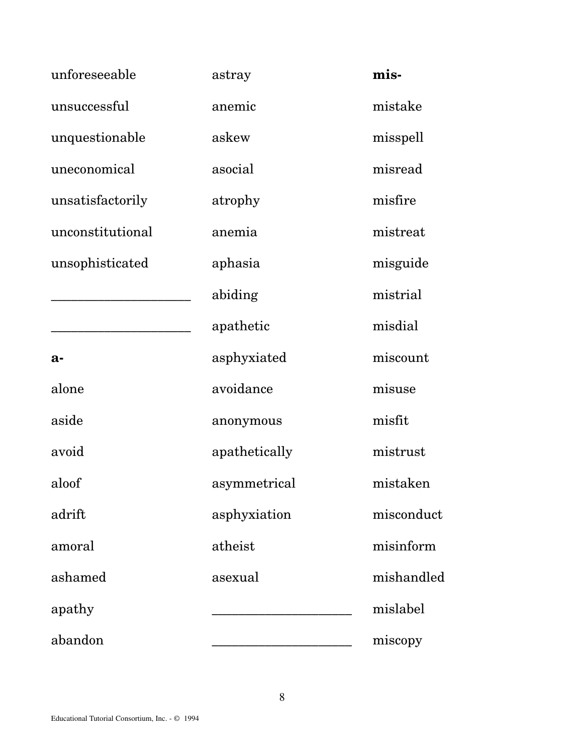unforeseeable

unsuccessful

unquestionable

uneconomical

unsatisfactorily

unconstitutional

unsophisticated

____________________

____________________

**a-**

alone

aside

avoid

aloof

adrift

amoral

ashamed

apathy

abandon

astray

anemic

askew

asocial

atrophy

anemia

aphasia

abiding

apathetic

asphyxiated

avoidance

anonymous

apathetically

asymmetrical

asphyxiation

atheist

asexual

____________________

____________________

**mis-**

mistake

misspell

misread

misfire

mistreat

misguide

mistrial

misdial

miscount

misuse

misfit

mistrust

mistaken

misconduct

misinform

mishandled

mislabel

miscopy

Educational Tutorial Consortium, Inc. - © 1994